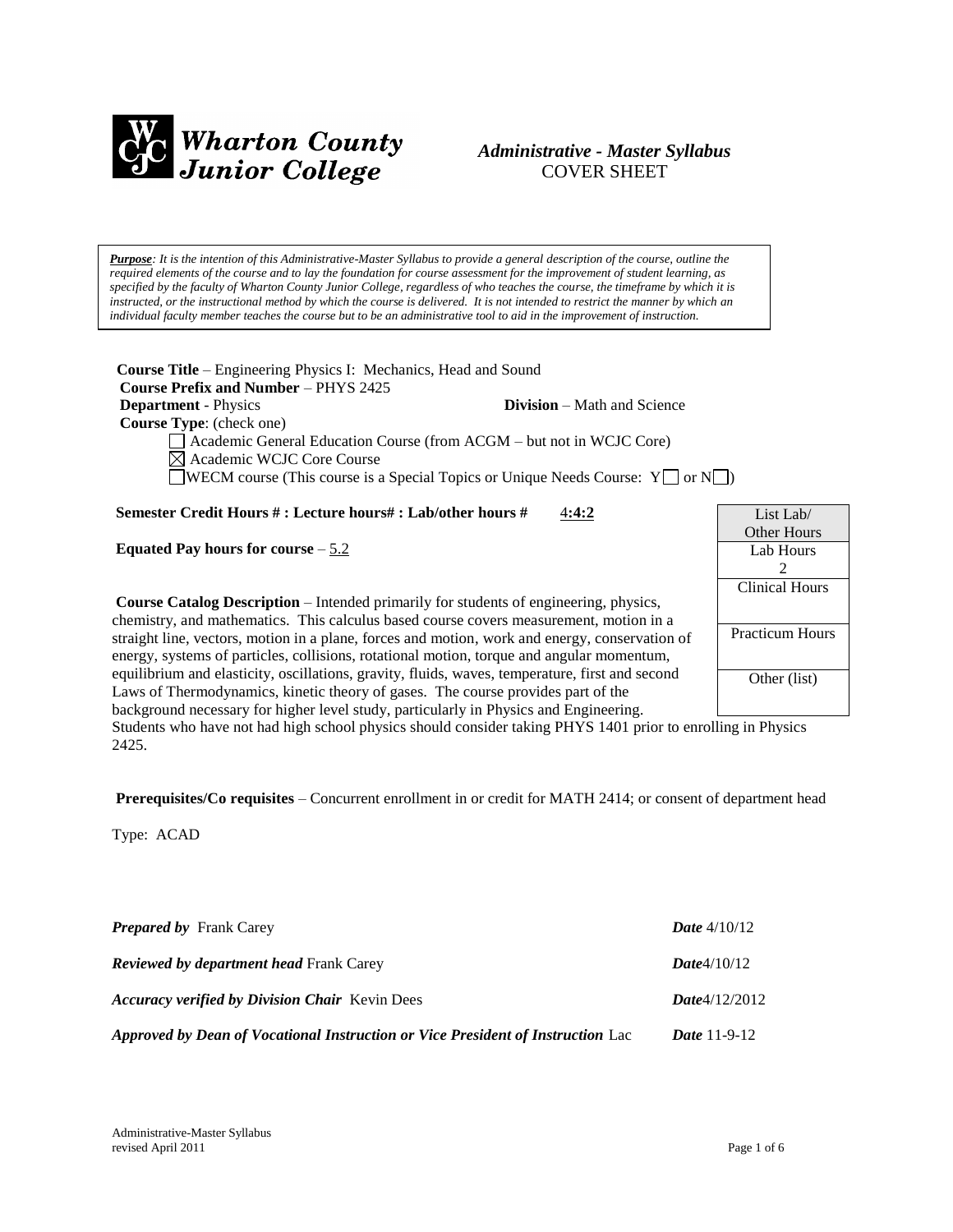**Wharton County Junior College**

## *Administrative - Master Syllabus*
COVER SHEET

***Purpose**: It is the intention of this Administrative-Master Syllabus to provide a general description of the course, outline the required elements of the course and to lay the foundation for course assessment for the improvement of student learning, as specified by the faculty of Wharton County Junior College, regardless of who teaches the course, the timeframe by which it is instructed, or the instructional method by which the course is delivered. It is not intended to restrict the manner by which an individual faculty member teaches the course but to be an administrative tool to aid in the improvement of instruction.*

**Course Title** – Engineering Physics I: Mechanics, Head and Sound
**Course Prefix and Number** – PHYS 2425
**Department** - Physics **Division** – Math and Science
**Course Type**: (check one)

- ☐ Academic General Education Course (from ACGM – but not in WCJC Core)
- ☒ Academic WCJC Core Course
- ☐ WECM course (This course is a Special Topics or Unique Needs Course: Y☐ or N☐)

**Semester Credit Hours # : Lecture hours# : Lab/other hours #** 4**:4:2**

**Equated Pay hours for course** – 5.2

| List Lab/ Other Hours |
|---|
| Lab Hours 2 |
| Clinical Hours |
| Practicum Hours |
| Other (list) |

**Course Catalog Description** – Intended primarily for students of engineering, physics, chemistry, and mathematics. This calculus based course covers measurement, motion in a straight line, vectors, motion in a plane, forces and motion, work and energy, conservation of energy, systems of particles, collisions, rotational motion, torque and angular momentum, equilibrium and elasticity, oscillations, gravity, fluids, waves, temperature, first and second Laws of Thermodynamics, kinetic theory of gases. The course provides part of the background necessary for higher level study, particularly in Physics and Engineering. Students who have not had high school physics should consider taking PHYS 1401 prior to enrolling in Physics 2425.

**Prerequisites/Co requisites** – Concurrent enrollment in or credit for MATH 2414; or consent of department head

Type: ACAD

***Prepared by*** Frank Carey ***Date*** 4/10/12

***Reviewed by department head*** Frank Carey ***Date***4/10/12

***Accuracy verified by Division Chair*** Kevin Dees ***Date***4/12/2012

***Approved by Dean of Vocational Instruction or Vice President of Instruction*** Lac ***Date*** 11-9-12

Administrative-Master Syllabus
revised April 2011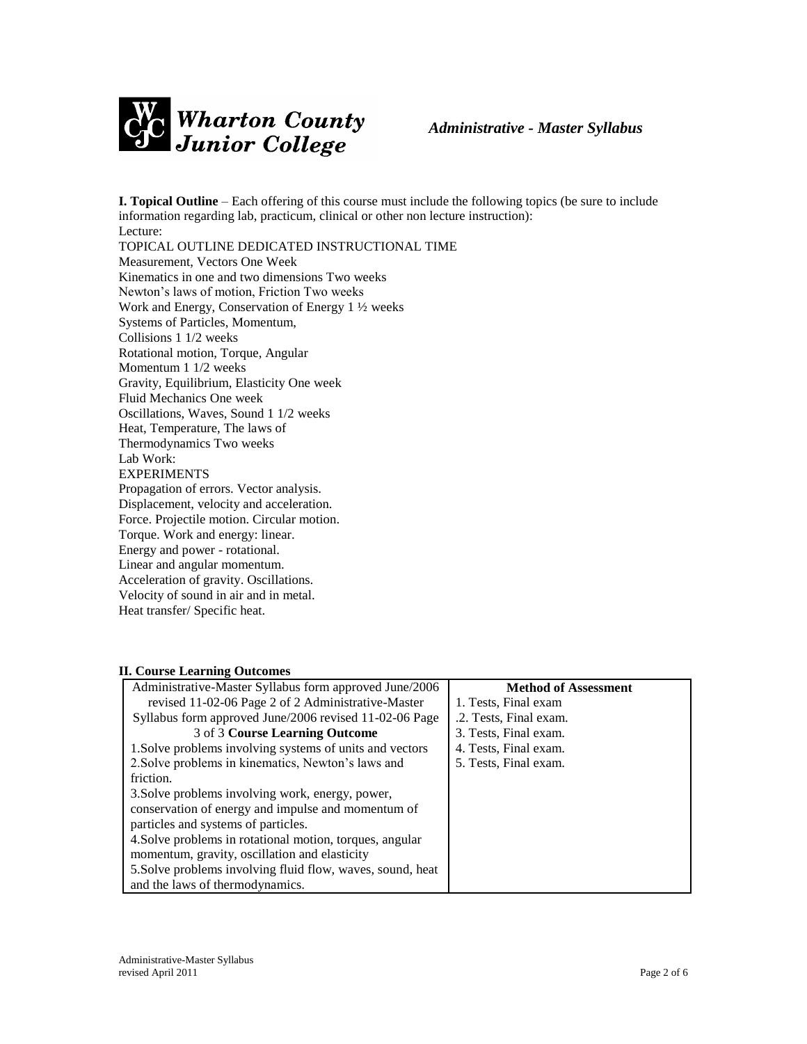**I. Topical Outline** – Each offering of this course must include the following topics (be sure to include information regarding lab, practicum, clinical or other non lecture instruction):

Lecture:

TOPICAL OUTLINE DEDICATED INSTRUCTIONAL TIME

Measurement, Vectors One Week

Kinematics in one and two dimensions Two weeks

Newton's laws of motion, Friction Two weeks

Work and Energy, Conservation of Energy 1 ½ weeks

Systems of Particles, Momentum,

Collisions 1 1/2 weeks

Rotational motion, Torque, Angular

Momentum 1 1/2 weeks

Gravity, Equilibrium, Elasticity One week

Fluid Mechanics One week

Oscillations, Waves, Sound 1 1/2 weeks

Heat, Temperature, The laws of

Thermodynamics Two weeks

Lab Work:

EXPERIMENTS

Propagation of errors. Vector analysis.

Displacement, velocity and acceleration.

Force. Projectile motion. Circular motion.

Torque. Work and energy: linear.

Energy and power - rotational.

Linear and angular momentum.

Acceleration of gravity. Oscillations.

Velocity of sound in air and in metal.

Heat transfer/ Specific heat.

**II. Course Learning Outcomes**

| Administrative-Master Syllabus form approved June/2006 revised 11-02-06 Page 2 of 2 Administrative-Master Syllabus form approved June/2006 revised 11-02-06 Page 3 of 3 **Course Learning Outcome** | **Method of Assessment** |
|---|---|
| 1.Solve problems involving systems of units and vectors | 1. Tests, Final exam |
| 2.Solve problems in kinematics, Newton's laws and friction. | .2. Tests, Final exam. |
| 3.Solve problems involving work, energy, power, conservation of energy and impulse and momentum of particles and systems of particles. | 3. Tests, Final exam. |
| 4.Solve problems in rotational motion, torques, angular momentum, gravity, oscillation and elasticity | 4. Tests, Final exam. |
| 5.Solve problems involving fluid flow, waves, sound, heat and the laws of thermodynamics. | 5. Tests, Final exam. |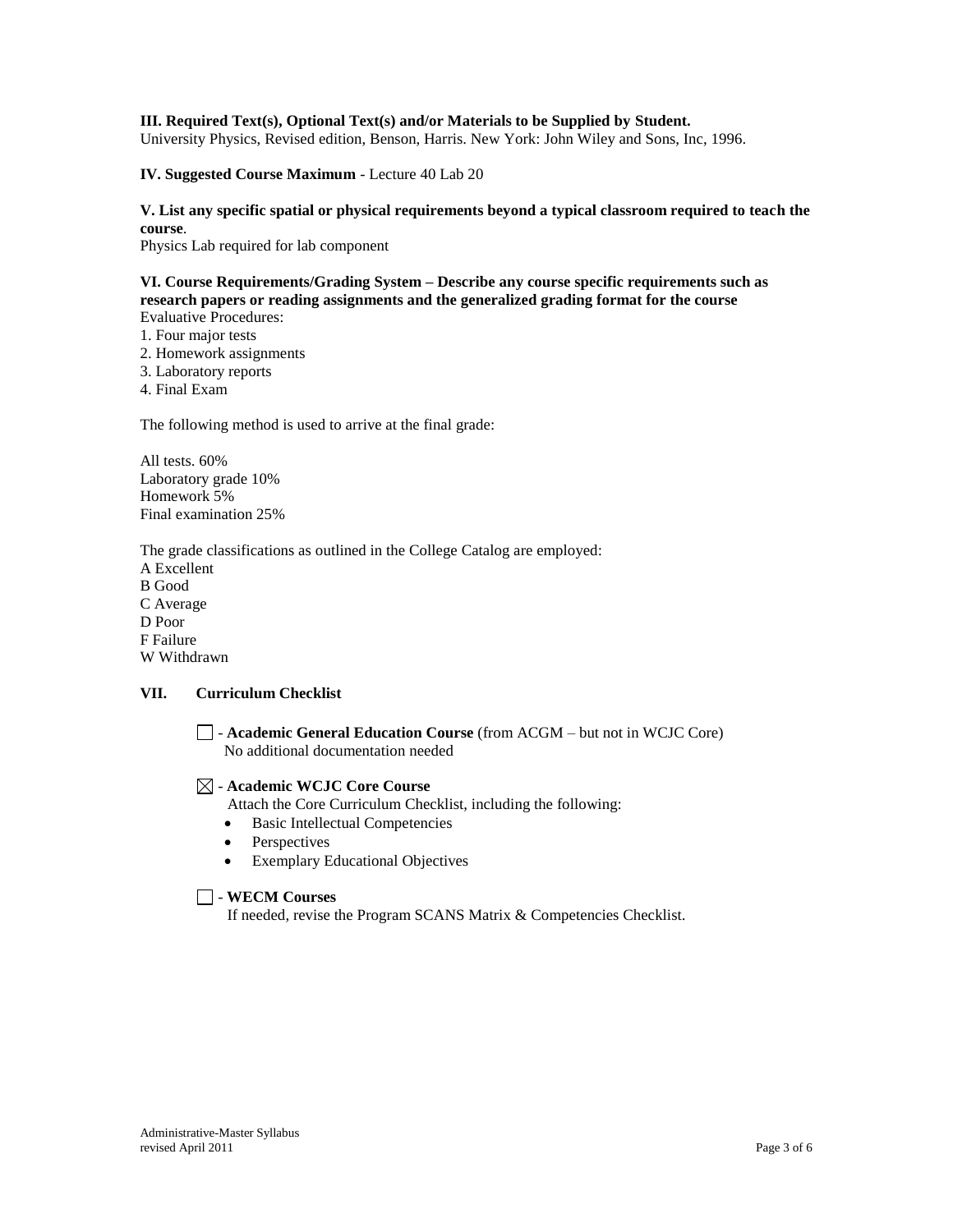**III. Required Text(s), Optional Text(s) and/or Materials to be Supplied by Student.**
University Physics, Revised edition, Benson, Harris. New York: John Wiley and Sons, Inc, 1996.

**IV. Suggested Course Maximum** - Lecture 40 Lab 20

**V. List any specific spatial or physical requirements beyond a typical classroom required to teach the course**.
Physics Lab required for lab component

**VI. Course Requirements/Grading System – Describe any course specific requirements such as research papers or reading assignments and the generalized grading format for the course**
Evaluative Procedures:
1. Four major tests
2. Homework assignments
3. Laboratory reports
4. Final Exam

The following method is used to arrive at the final grade:

All tests. 60%
Laboratory grade 10%
Homework 5%
Final examination 25%

The grade classifications as outlined in the College Catalog are employed:
A Excellent
B Good
C Average
D Poor
F Failure
W Withdrawn

**VII. Curriculum Checklist**

☐ - **Academic General Education Course** (from ACGM – but not in WCJC Core)
No additional documentation needed

☒ - **Academic WCJC Core Course**
Attach the Core Curriculum Checklist, including the following:
- Basic Intellectual Competencies
- Perspectives
- Exemplary Educational Objectives

☐ - **WECM Courses**
If needed, revise the Program SCANS Matrix & Competencies Checklist.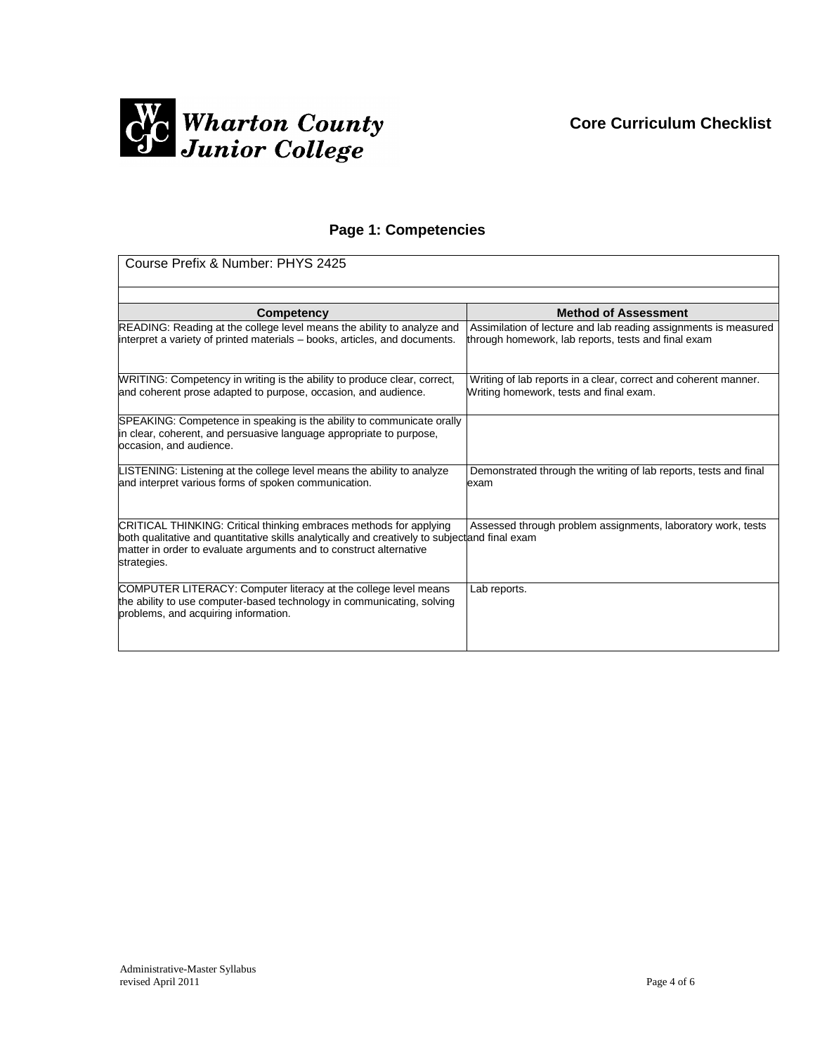**Wharton County Junior College**

**Core Curriculum Checklist**

## Page 1: Competencies

| Course Prefix & Number: PHYS 2425 | |
|---|---|
| **Competency** | **Method of Assessment** |
| READING: Reading at the college level means the ability to analyze and interpret a variety of printed materials – books, articles, and documents. | Assimilation of lecture and lab reading assignments is measured through homework, lab reports, tests and final exam |
| WRITING: Competency in writing is the ability to produce clear, correct, and coherent prose adapted to purpose, occasion, and audience. | Writing of lab reports in a clear, correct and coherent manner. Writing homework, tests and final exam. |
| SPEAKING: Competence in speaking is the ability to communicate orally in clear, coherent, and persuasive language appropriate to purpose, occasion, and audience. | |
| LISTENING: Listening at the college level means the ability to analyze and interpret various forms of spoken communication. | Demonstrated through the writing of lab reports, tests and final exam |
| CRITICAL THINKING: Critical thinking embraces methods for applying both qualitative and quantitative skills analytically and creatively to subject matter in order to evaluate arguments and to construct alternative strategies. | Assessed through problem assignments, laboratory work, tests and final exam |
| COMPUTER LITERACY: Computer literacy at the college level means the ability to use computer-based technology in communicating, solving problems, and acquiring information. | Lab reports. |

Administrative-Master Syllabus
revised April 2011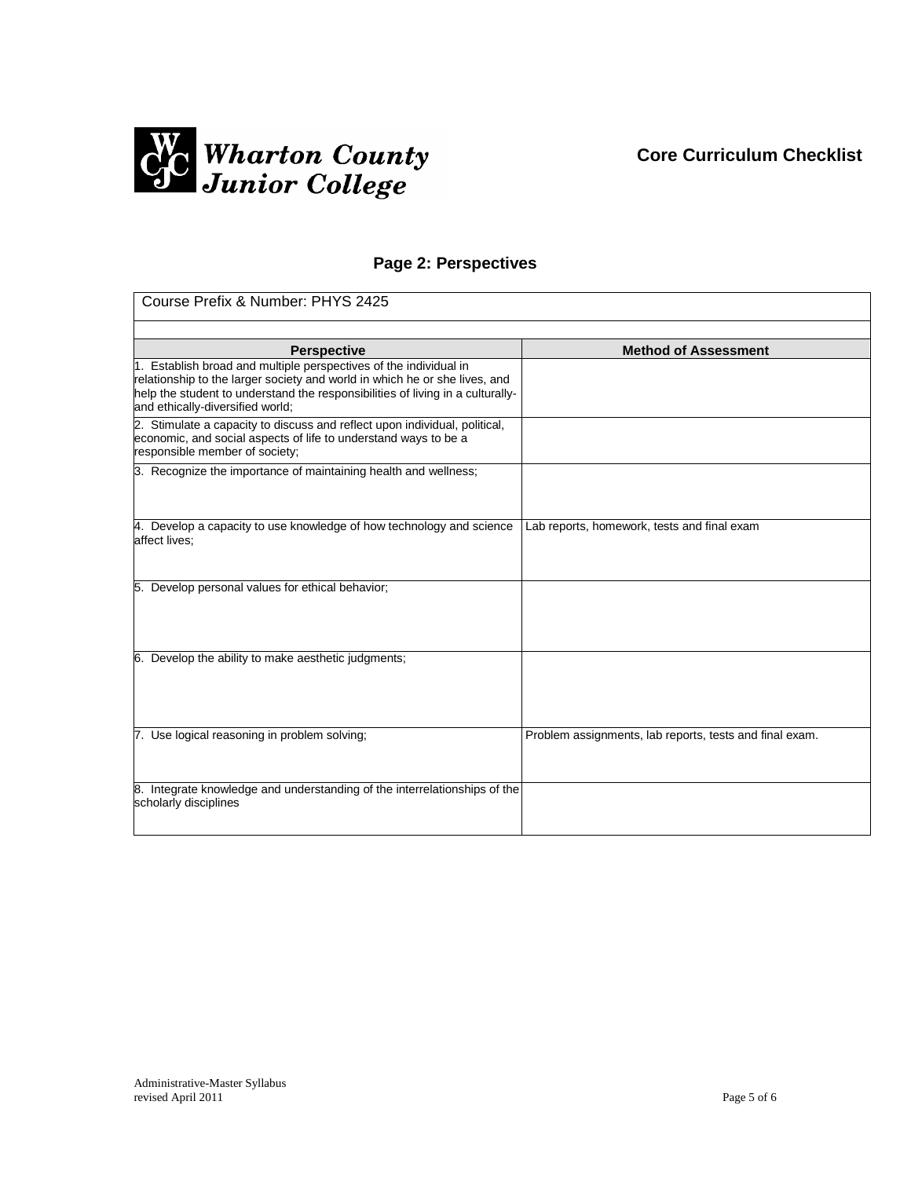Wharton County Junior College

**Core Curriculum Checklist**

## Page 2: Perspectives

| Course Prefix & Number: PHYS 2425 | |
|---|---|
| | |
| **Perspective** | **Method of Assessment** |
| 1. Establish broad and multiple perspectives of the individual in relationship to the larger society and world in which he or she lives, and help the student to understand the responsibilities of living in a culturally- and ethically-diversified world; | |
| 2. Stimulate a capacity to discuss and reflect upon individual, political, economic, and social aspects of life to understand ways to be a responsible member of society; | |
| 3. Recognize the importance of maintaining health and wellness; | |
| 4. Develop a capacity to use knowledge of how technology and science affect lives; | Lab reports, homework, tests and final exam |
| 5. Develop personal values for ethical behavior; | |
| 6. Develop the ability to make aesthetic judgments; | |
| 7. Use logical reasoning in problem solving; | Problem assignments, lab reports, tests and final exam. |
| 8. Integrate knowledge and understanding of the interrelationships of the scholarly disciplines | |

Administrative-Master Syllabus
revised April 2011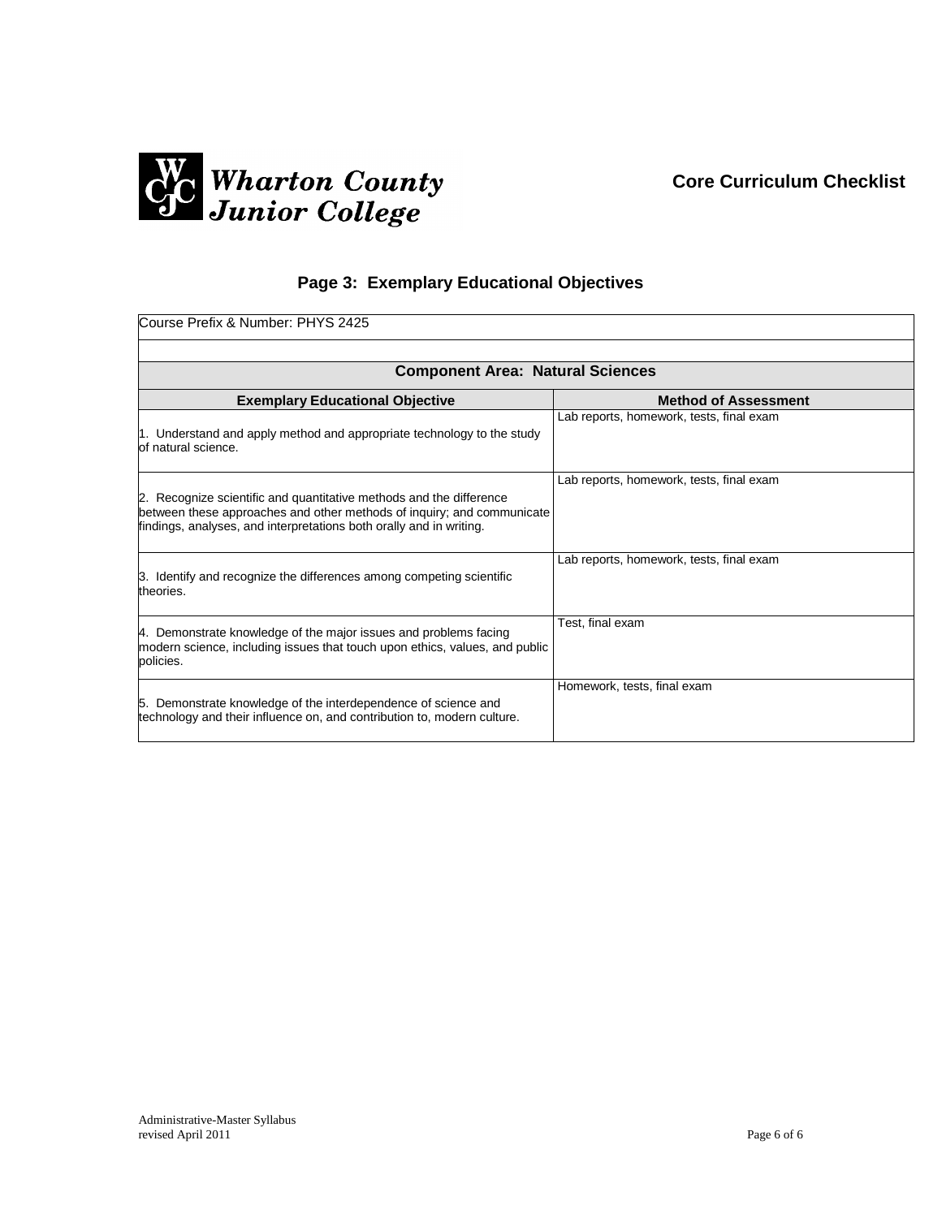Wharton County Junior College

**Core Curriculum Checklist**

## Page 3: Exemplary Educational Objectives

Course Prefix & Number: PHYS 2425

| Component Area: Natural Sciences | |
|---|---|
| **Exemplary Educational Objective** | **Method of Assessment** |
| 1. Understand and apply method and appropriate technology to the study of natural science. | Lab reports, homework, tests, final exam |
| 2. Recognize scientific and quantitative methods and the difference between these approaches and other methods of inquiry; and communicate findings, analyses, and interpretations both orally and in writing. | Lab reports, homework, tests, final exam |
| 3. Identify and recognize the differences among competing scientific theories. | Lab reports, homework, tests, final exam |
| 4. Demonstrate knowledge of the major issues and problems facing modern science, including issues that touch upon ethics, values, and public policies. | Test, final exam |
| 5. Demonstrate knowledge of the interdependence of science and technology and their influence on, and contribution to, modern culture. | Homework, tests, final exam |

Administrative-Master Syllabus
revised April 2011